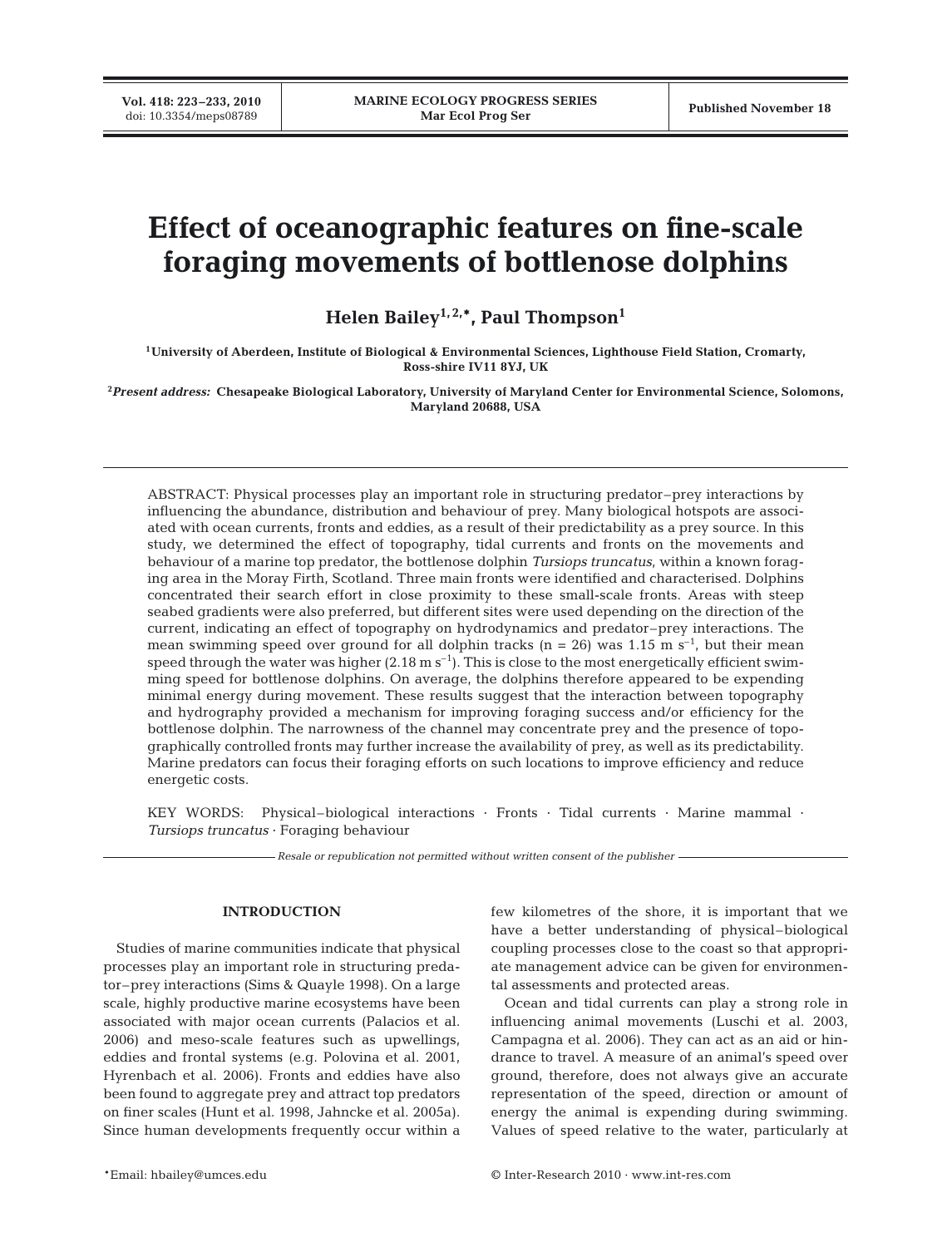# Effect of oceanographic features on fine-scale foraging movements of bottlenose dolphins

**Helen Bailey[1,2,*], Paul Thompson[1]**

[1]University of Aberdeen, Institute of Biological & Environmental Sciences, Lighthouse Field Station, Cromarty, Ross-shire IV11 8YJ, UK

[2]*Present address:* Chesapeake Biological Laboratory, University of Maryland Center for Environmental Science, Solomons, Maryland 20688, USA

ABSTRACT: Physical processes play an important role in structuring predator–prey interactions by influencing the abundance, distribution and behaviour of prey. Many biological hotspots are associated with ocean currents, fronts and eddies, as a result of their predictability as a prey source. In this study, we determined the effect of topography, tidal currents and fronts on the movements and behaviour of a marine top predator, the bottlenose dolphin *Tursiops truncatus*, within a known foraging area in the Moray Firth, Scotland. Three main fronts were identified and characterised. Dolphins concentrated their search effort in close proximity to these small-scale fronts. Areas with steep seabed gradients were also preferred, but different sites were used depending on the direction of the current, indicating an effect of topography on hydrodynamics and predator–prey interactions. The mean swimming speed over ground for all dolphin tracks (n = 26) was 1.15 m $s^{-1}$, but their mean speed through the water was higher (2.18 m $s^{-1}$). This is close to the most energetically efficient swimming speed for bottlenose dolphins. On average, the dolphins therefore appeared to be expending minimal energy during movement. These results suggest that the interaction between topography and hydrography provided a mechanism for improving foraging success and/or efficiency for the bottlenose dolphin. The narrowness of the channel may concentrate prey and the presence of topographically controlled fronts may further increase the availability of prey, as well as its predictability. Marine predators can focus their foraging efforts on such locations to improve efficiency and reduce energetic costs.

KEY WORDS: Physical–biological interactions · Fronts · Tidal currents · Marine mammal · *Tursiops truncatus* · Foraging behaviour

*Resale or republication not permitted without written consent of the publisher*

## INTRODUCTION

Studies of marine communities indicate that physical processes play an important role in structuring predator–prey interactions (Sims & Quayle 1998). On a large scale, highly productive marine ecosystems have been associated with major ocean currents (Palacios et al. 2006) and meso-scale features such as upwellings, eddies and frontal systems (e.g. Polovina et al. 2001, Hyrenbach et al. 2006). Fronts and eddies have also been found to aggregate prey and attract top predators on finer scales (Hunt et al. 1998, Jahncke et al. 2005a). Since human developments frequently occur within a few kilometres of the shore, it is important that we have a better understanding of physical–biological coupling processes close to the coast so that appropriate management advice can be given for environmental assessments and protected areas.

Ocean and tidal currents can play a strong role in influencing animal movements (Luschi et al. 2003, Campagna et al. 2006). They can act as an aid or hindrance to travel. A measure of an animal's speed over ground, therefore, does not always give an accurate representation of the speed, direction or amount of energy the animal is expending during swimming. Values of speed relative to the water, particularly at

*Email: hbailey@umces.edu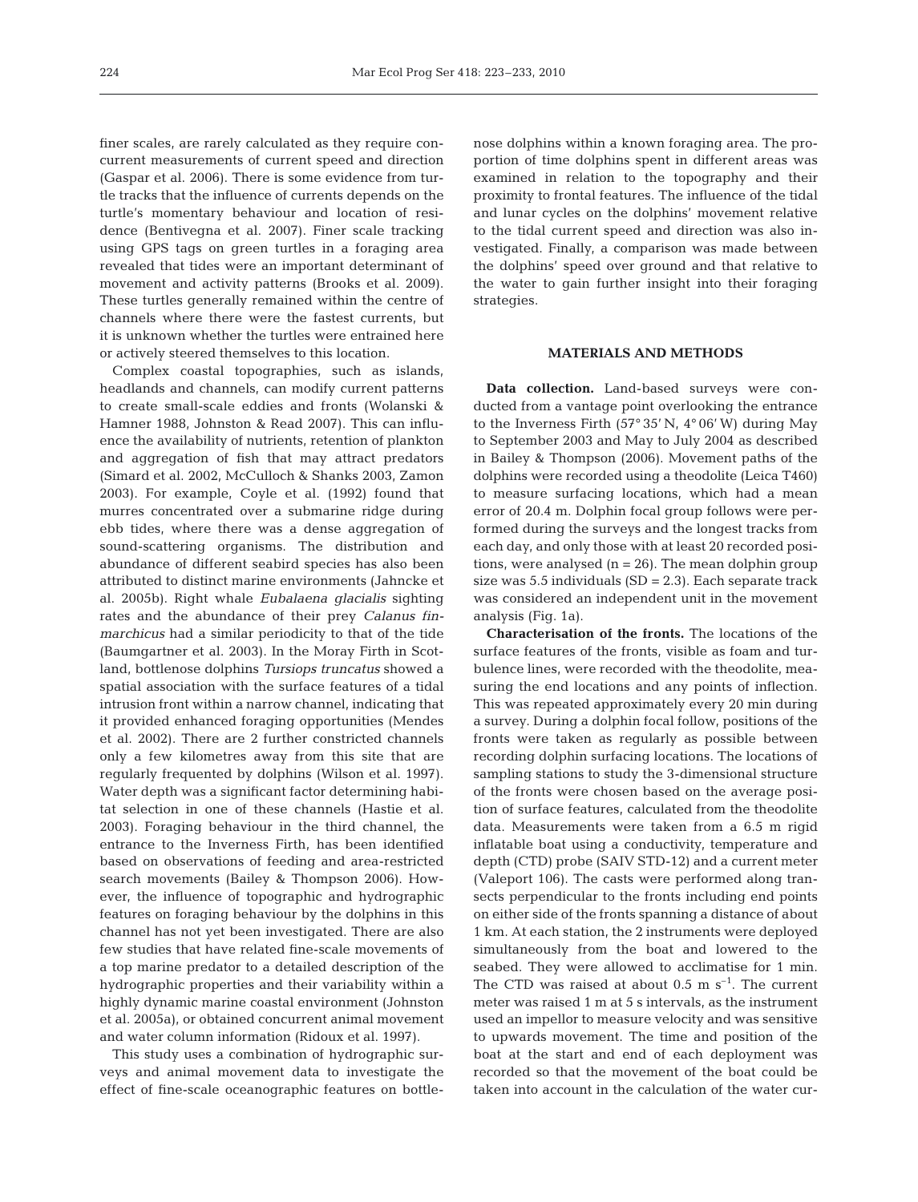finer scales, are rarely calculated as they require concurrent measurements of current speed and direction (Gaspar et al. 2006). There is some evidence from turtle tracks that the influence of currents depends on the turtle's momentary behaviour and location of residence (Bentivegna et al. 2007). Finer scale tracking using GPS tags on green turtles in a foraging area revealed that tides were an important determinant of movement and activity patterns (Brooks et al. 2009). These turtles generally remained within the centre of channels where there were the fastest currents, but it is unknown whether the turtles were entrained here or actively steered themselves to this location.

Complex coastal topographies, such as islands, headlands and channels, can modify current patterns to create small-scale eddies and fronts (Wolanski & Hamner 1988, Johnston & Read 2007). This can influence the availability of nutrients, retention of plankton and aggregation of fish that may attract predators (Simard et al. 2002, McCulloch & Shanks 2003, Zamon 2003). For example, Coyle et al. (1992) found that murres concentrated over a submarine ridge during ebb tides, where there was a dense aggregation of sound-scattering organisms. The distribution and abundance of different seabird species has also been attributed to distinct marine environments (Jahncke et al. 2005b). Right whale *Eubalaena glacialis* sighting rates and the abundance of their prey *Calanus finmarchicus* had a similar periodicity to that of the tide (Baumgartner et al. 2003). In the Moray Firth in Scotland, bottlenose dolphins *Tursiops truncatus* showed a spatial association with the surface features of a tidal intrusion front within a narrow channel, indicating that it provided enhanced foraging opportunities (Mendes et al. 2002). There are 2 further constricted channels only a few kilometres away from this site that are regularly frequented by dolphins (Wilson et al. 1997). Water depth was a significant factor determining habitat selection in one of these channels (Hastie et al. 2003). Foraging behaviour in the third channel, the entrance to the Inverness Firth, has been identified based on observations of feeding and area-restricted search movements (Bailey & Thompson 2006). However, the influence of topographic and hydrographic features on foraging behaviour by the dolphins in this channel has not yet been investigated. There are also few studies that have related fine-scale movements of a top marine predator to a detailed description of the hydrographic properties and their variability within a highly dynamic marine coastal environment (Johnston et al. 2005a), or obtained concurrent animal movement and water column information (Ridoux et al. 1997).

This study uses a combination of hydrographic surveys and animal movement data to investigate the effect of fine-scale oceanographic features on bottlenose dolphins within a known foraging area. The proportion of time dolphins spent in different areas was examined in relation to the topography and their proximity to frontal features. The influence of the tidal and lunar cycles on the dolphins' movement relative to the tidal current speed and direction was also investigated. Finally, a comparison was made between the dolphins' speed over ground and that relative to the water to gain further insight into their foraging strategies.

## MATERIALS AND METHODS

**Data collection.** Land-based surveys were conducted from a vantage point overlooking the entrance to the Inverness Firth (57° 35' N, 4° 06' W) during May to September 2003 and May to July 2004 as described in Bailey & Thompson (2006). Movement paths of the dolphins were recorded using a theodolite (Leica T460) to measure surfacing locations, which had a mean error of 20.4 m. Dolphin focal group follows were performed during the surveys and the longest tracks from each day, and only those with at least 20 recorded positions, were analysed ($n = 26$). The mean dolphin group size was 5.5 individuals (SD = 2.3). Each separate track was considered an independent unit in the movement analysis (Fig. 1a).

**Characterisation of the fronts.** The locations of the surface features of the fronts, visible as foam and turbulence lines, were recorded with the theodolite, measuring the end locations and any points of inflection. This was repeated approximately every 20 min during a survey. During a dolphin focal follow, positions of the fronts were taken as regularly as possible between recording dolphin surfacing locations. The locations of sampling stations to study the 3-dimensional structure of the fronts were chosen based on the average position of surface features, calculated from the theodolite data. Measurements were taken from a 6.5 m rigid inflatable boat using a conductivity, temperature and depth (CTD) probe (SAIV STD-12) and a current meter (Valeport 106). The casts were performed along transects perpendicular to the fronts including end points on either side of the fronts spanning a distance of about 1 km. At each station, the 2 instruments were deployed simultaneously from the boat and lowered to the seabed. They were allowed to acclimatise for 1 min. The CTD was raised at about 0.5 m $s^{-1}$. The current meter was raised 1 m at 5 s intervals, as the instrument used an impellor to measure velocity and was sensitive to upwards movement. The time and position of the boat at the start and end of each deployment was recorded so that the movement of the boat could be taken into account in the calculation of the water cur-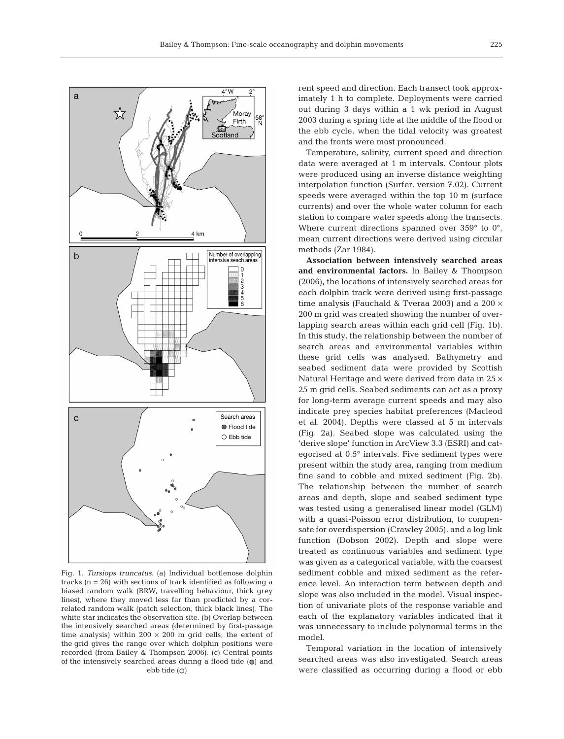Fig. 1. *Tursiops truncatus*. (a) Individual bottlenose dolphin tracks (n = 26) with sections of track identified as following a biased random walk (BRW, travelling behaviour, thick grey lines), where they moved less far than predicted by a correlated random walk (patch selection, thick black lines). The white star indicates the observation site. (b) Overlap between the intensively searched areas (determined by first-passage time analysis) within 200 × 200 m grid cells; the extent of the grid gives the range over which dolphin positions were recorded (from Bailey & Thompson 2006). (c) Central points of the intensively searched areas during a flood tide (●) and ebb tide (○)

rent speed and direction. Each transect took approximately 1 h to complete. Deployments were carried out during 3 days within a 1 wk period in August 2003 during a spring tide at the middle of the flood or the ebb cycle, when the tidal velocity was greatest and the fronts were most pronounced.

Temperature, salinity, current speed and direction data were averaged at 1 m intervals. Contour plots were produced using an inverse distance weighting interpolation function (Surfer, version 7.02). Current speeds were averaged within the top 10 m (surface currents) and over the whole water column for each station to compare water speeds along the transects. Where current directions spanned over 359° to 0°, mean current directions were derived using circular methods (Zar 1984).

**Association between intensively searched areas and environmental factors.** In Bailey & Thompson (2006), the locations of intensively searched areas for each dolphin track were derived using first-passage time analysis (Fauchald & Tveraa 2003) and a 200 × 200 m grid was created showing the number of overlapping search areas within each grid cell (Fig. 1b). In this study, the relationship between the number of search areas and environmental variables within these grid cells was analysed. Bathymetry and seabed sediment data were provided by Scottish Natural Heritage and were derived from data in 25 × 25 m grid cells. Seabed sediments can act as a proxy for long-term average current speeds and may also indicate prey species habitat preferences (Macleod et al. 2004). Depths were classed at 5 m intervals (Fig. 2a). Seabed slope was calculated using the 'derive slope' function in ArcView 3.3 (ESRI) and categorised at 0.5° intervals. Five sediment types were present within the study area, ranging from medium fine sand to cobble and mixed sediment (Fig. 2b). The relationship between the number of search areas and depth, slope and seabed sediment type was tested using a generalised linear model (GLM) with a quasi-Poisson error distribution, to compensate for overdispersion (Crawley 2005), and a log link function (Dobson 2002). Depth and slope were treated as continuous variables and sediment type was given as a categorical variable, with the coarsest sediment cobble and mixed sediment as the reference level. An interaction term between depth and slope was also included in the model. Visual inspection of univariate plots of the response variable and each of the explanatory variables indicated that it was unnecessary to include polynomial terms in the model.

Temporal variation in the location of intensively searched areas was also investigated. Search areas were classified as occurring during a flood or ebb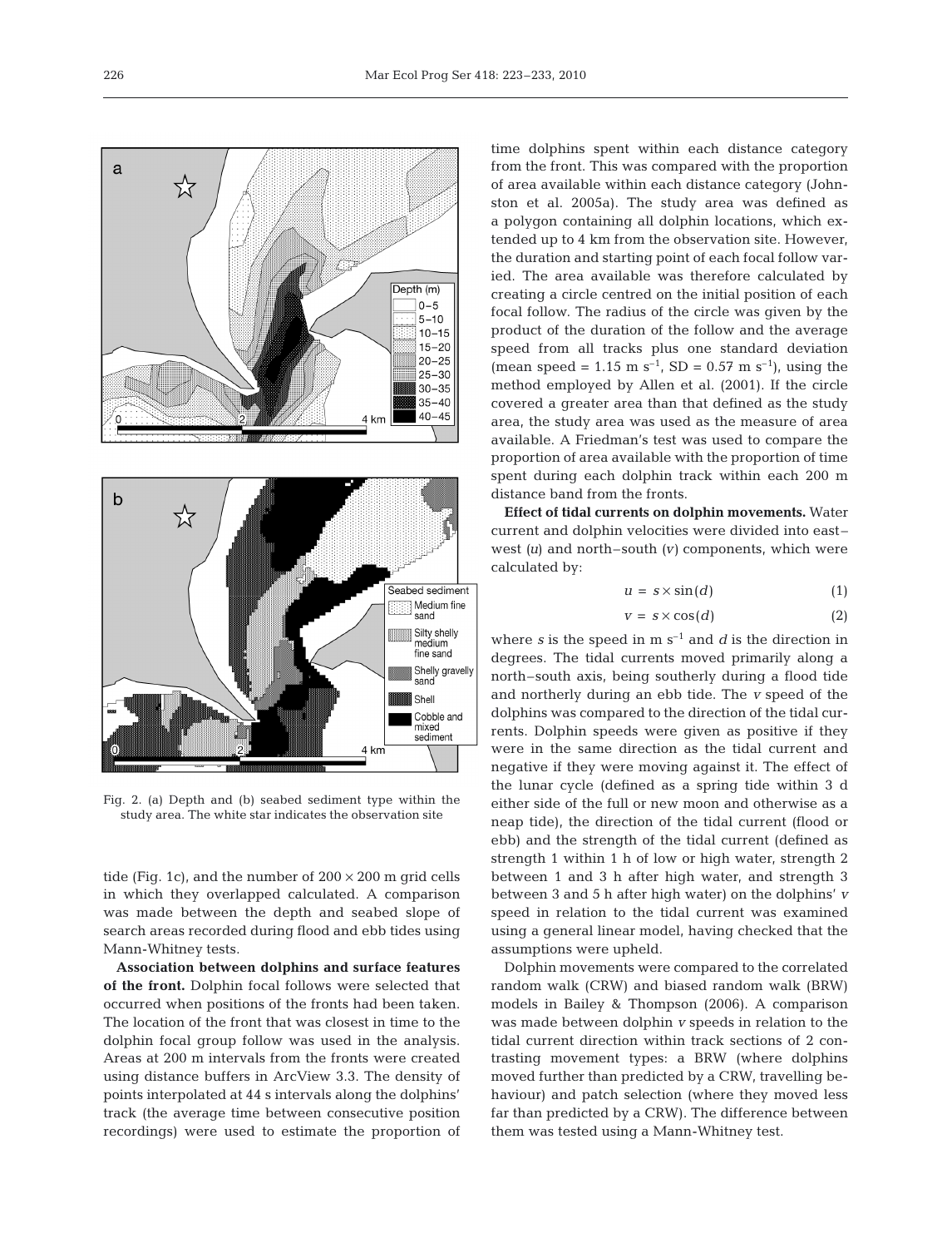Fig. 2. (a) Depth and (b) seabed sediment type within the study area. The white star indicates the observation site

tide (Fig. 1c), and the number of 200 × 200 m grid cells in which they overlapped calculated. A comparison was made between the depth and seabed slope of search areas recorded during flood and ebb tides using Mann-Whitney tests.

**Association between dolphins and surface features of the front.** Dolphin focal follows were selected that occurred when positions of the fronts had been taken. The location of the front that was closest in time to the dolphin focal group follow was used in the analysis. Areas at 200 m intervals from the fronts were created using distance buffers in ArcView 3.3. The density of points interpolated at 44 s intervals along the dolphins' track (the average time between consecutive position recordings) were used to estimate the proportion of time dolphins spent within each distance category from the front. This was compared with the proportion of area available within each distance category (Johnston et al. 2005a). The study area was defined as a polygon containing all dolphin locations, which extended up to 4 km from the observation site. However, the duration and starting point of each focal follow varied. The area available was therefore calculated by creating a circle centred on the initial position of each focal follow. The radius of the circle was given by the product of the duration of the follow and the average speed from all tracks plus one standard deviation (mean speed = 1.15 m $s^{-1}$, SD = 0.57 m $s^{-1}$), using the method employed by Allen et al. (2001). If the circle covered a greater area than that defined as the study area, the study area was used as the measure of area available. A Friedman's test was used to compare the proportion of area available with the proportion of time spent during each dolphin track within each 200 m distance band from the fronts.

**Effect of tidal currents on dolphin movements.** Water current and dolphin velocities were divided into east–west ($u$) and north–south ($v$) components, which were calculated by:

$$u = s \times \sin(d) \quad (1)$$

$$v = s \times \cos(d) \quad (2)$$

where $s$ is the speed in m $s^{-1}$ and $d$ is the direction in degrees. The tidal currents moved primarily along a north–south axis, being southerly during a flood tide and northerly during an ebb tide. The $v$ speed of the dolphins was compared to the direction of the tidal currents. Dolphin speeds were given as positive if they were in the same direction as the tidal current and negative if they were moving against it. The effect of the lunar cycle (defined as a spring tide within 3 d either side of the full or new moon and otherwise as a neap tide), the direction of the tidal current (flood or ebb) and the strength of the tidal current (defined as strength 1 within 1 h of low or high water, strength 2 between 1 and 3 h after high water, and strength 3 between 3 and 5 h after high water) on the dolphins' $v$ speed in relation to the tidal current was examined using a general linear model, having checked that the assumptions were upheld.

Dolphin movements were compared to the correlated random walk (CRW) and biased random walk (BRW) models in Bailey & Thompson (2006). A comparison was made between dolphin $v$ speeds in relation to the tidal current direction within track sections of 2 contrasting movement types: a BRW (where dolphins moved further than predicted by a CRW, travelling behaviour) and patch selection (where they moved less far than predicted by a CRW). The difference between them was tested using a Mann-Whitney test.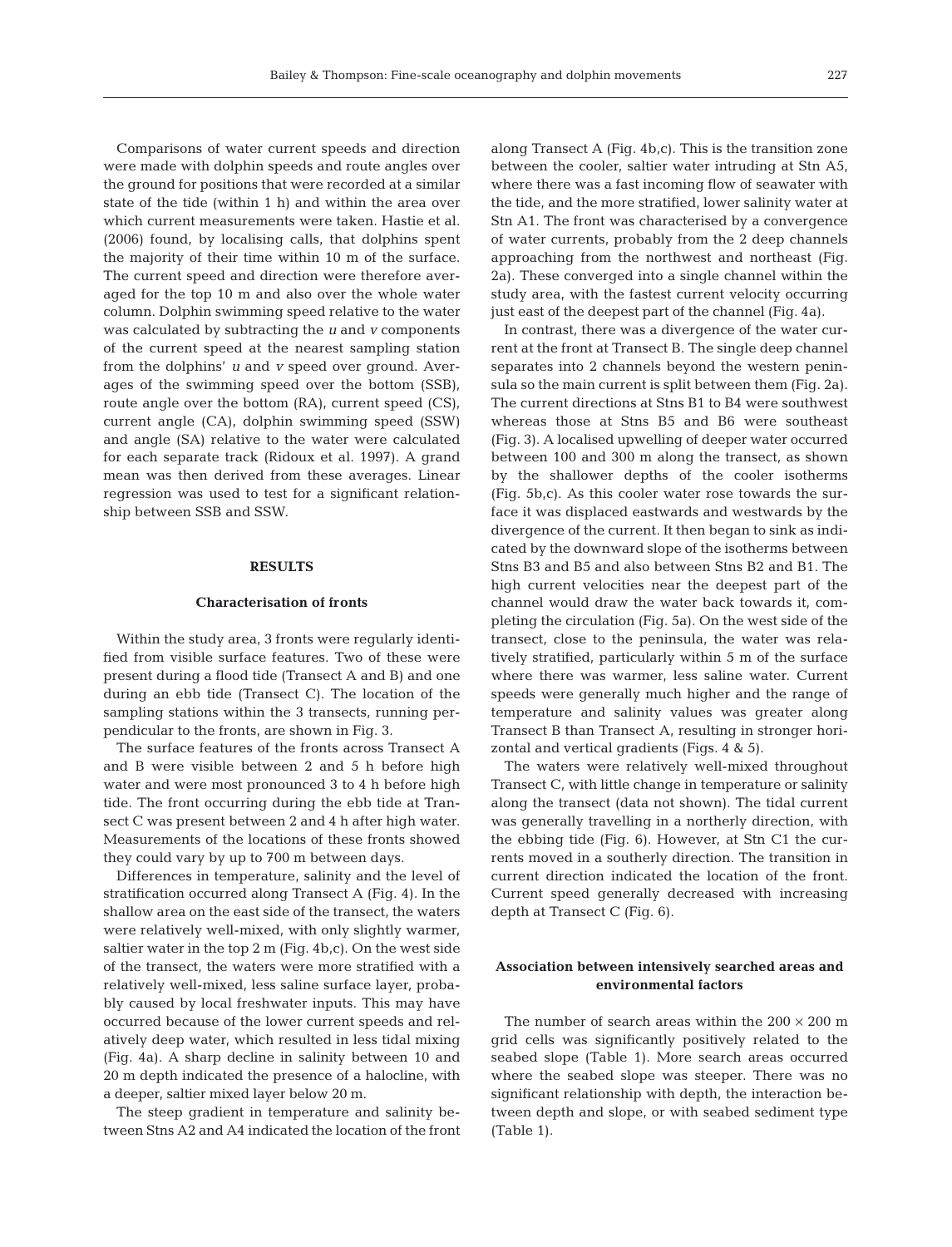Comparisons of water current speeds and direction were made with dolphin speeds and route angles over the ground for positions that were recorded at a similar state of the tide (within 1 h) and within the area over which current measurements were taken. Hastie et al. (2006) found, by localising calls, that dolphins spent the majority of their time within 10 m of the surface. The current speed and direction were therefore averaged for the top 10 m and also over the whole water column. Dolphin swimming speed relative to the water was calculated by subtracting the $u$ and $v$ components of the current speed at the nearest sampling station from the dolphins' $u$ and $v$ speed over ground. Averages of the swimming speed over the bottom (SSB), route angle over the bottom (RA), current speed (CS), current angle (CA), dolphin swimming speed (SSW) and angle (SA) relative to the water were calculated for each separate track (Ridoux et al. 1997). A grand mean was then derived from these averages. Linear regression was used to test for a significant relationship between SSB and SSW.

## RESULTS

### Characterisation of fronts

Within the study area, 3 fronts were regularly identified from visible surface features. Two of these were present during a flood tide (Transect A and B) and one during an ebb tide (Transect C). The location of the sampling stations within the 3 transects, running perpendicular to the fronts, are shown in Fig. 3.

The surface features of the fronts across Transect A and B were visible between 2 and 5 h before high water and were most pronounced 3 to 4 h before high tide. The front occurring during the ebb tide at Transect C was present between 2 and 4 h after high water. Measurements of the locations of these fronts showed they could vary by up to 700 m between days.

Differences in temperature, salinity and the level of stratification occurred along Transect A (Fig. 4). In the shallow area on the east side of the transect, the waters were relatively well-mixed, with only slightly warmer, saltier water in the top 2 m (Fig. 4b,c). On the west side of the transect, the waters were more stratified with a relatively well-mixed, less saline surface layer, probably caused by local freshwater inputs. This may have occurred because of the lower current speeds and relatively deep water, which resulted in less tidal mixing (Fig. 4a). A sharp decline in salinity between 10 and 20 m depth indicated the presence of a halocline, with a deeper, saltier mixed layer below 20 m.

The steep gradient in temperature and salinity between Stns A2 and A4 indicated the location of the front along Transect A (Fig. 4b,c). This is the transition zone between the cooler, saltier water intruding at Stn A5, where there was a fast incoming flow of seawater with the tide, and the more stratified, lower salinity water at Stn A1. The front was characterised by a convergence of water currents, probably from the 2 deep channels approaching from the northwest and northeast (Fig. 2a). These converged into a single channel within the study area, with the fastest current velocity occurring just east of the deepest part of the channel (Fig. 4a).

In contrast, there was a divergence of the water current at the front at Transect B. The single deep channel separates into 2 channels beyond the western peninsula so the main current is split between them (Fig. 2a). The current directions at Stns B1 to B4 were southwest whereas those at Stns B5 and B6 were southeast (Fig. 3). A localised upwelling of deeper water occurred between 100 and 300 m along the transect, as shown by the shallower depths of the cooler isotherms (Fig. 5b,c). As this cooler water rose towards the surface it was displaced eastwards and westwards by the divergence of the current. It then began to sink as indicated by the downward slope of the isotherms between Stns B3 and B5 and also between Stns B2 and B1. The high current velocities near the deepest part of the channel would draw the water back towards it, completing the circulation (Fig. 5a). On the west side of the transect, close to the peninsula, the water was relatively stratified, particularly within 5 m of the surface where there was warmer, less saline water. Current speeds were generally much higher and the range of temperature and salinity values was greater along Transect B than Transect A, resulting in stronger horizontal and vertical gradients (Figs. 4 & 5).

The waters were relatively well-mixed throughout Transect C, with little change in temperature or salinity along the transect (data not shown). The tidal current was generally travelling in a northerly direction, with the ebbing tide (Fig. 6). However, at Stn C1 the currents moved in a southerly direction. The transition in current direction indicated the location of the front. Current speed generally decreased with increasing depth at Transect C (Fig. 6).

### Association between intensively searched areas and environmental factors

The number of search areas within the 200 × 200 m grid cells was significantly positively related to the seabed slope (Table 1). More search areas occurred where the seabed slope was steeper. There was no significant relationship with depth, the interaction between depth and slope, or with seabed sediment type (Table 1).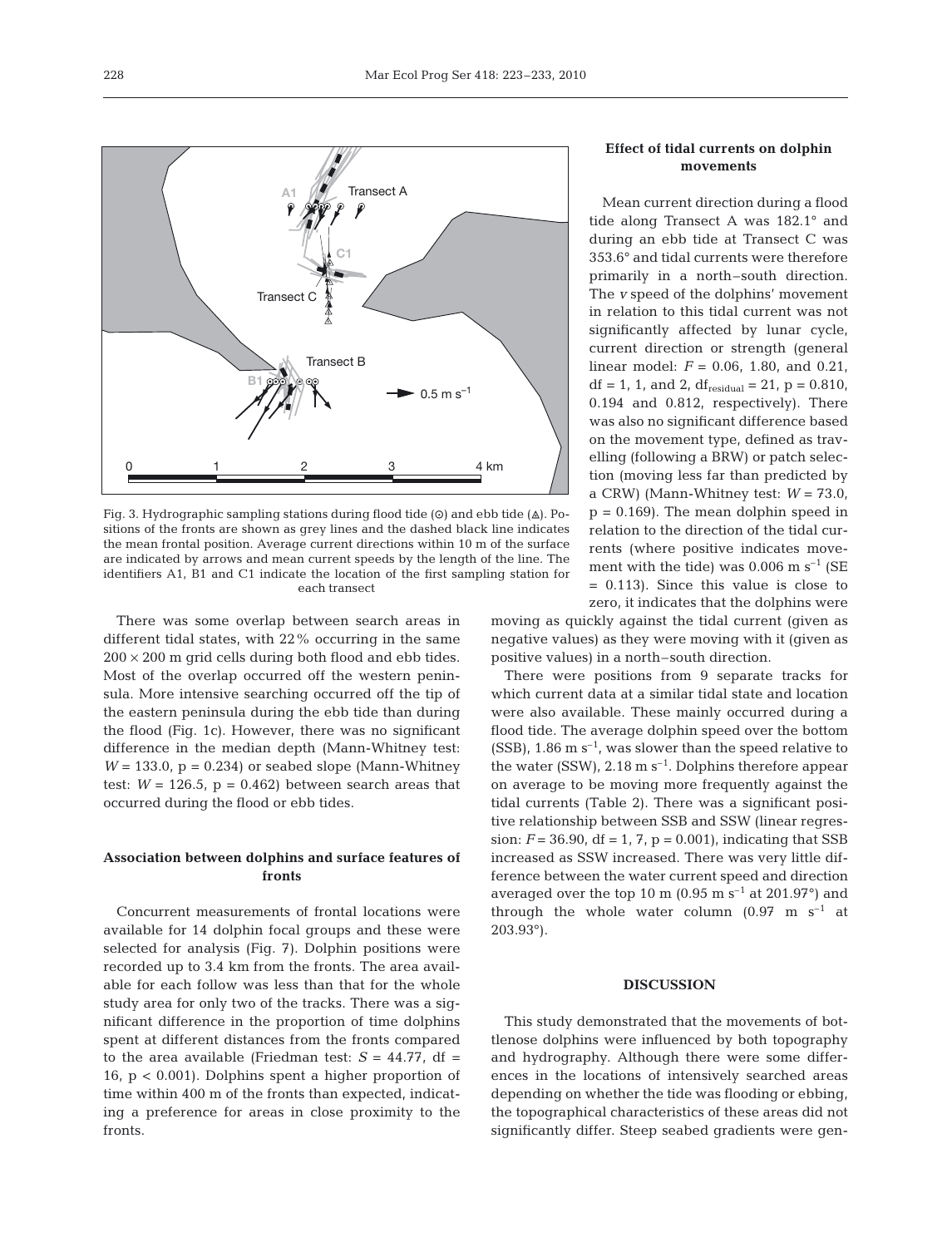Fig. 3. Hydrographic sampling stations during flood tide (⊙) and ebb tide (△). Positions of the fronts are shown as grey lines and the dashed black line indicates the mean frontal position. Average current directions within 10 m of the surface are indicated by arrows and mean current speeds by the length of the line. The identifiers A1, B1 and C1 indicate the location of the first sampling station for each transect

There was some overlap between search areas in different tidal states, with 22% occurring in the same 200 × 200 m grid cells during both flood and ebb tides. Most of the overlap occurred off the western peninsula. More intensive searching occurred off the tip of the eastern peninsula during the ebb tide than during the flood (Fig. 1c). However, there was no significant difference in the median depth (Mann-Whitney test: $W = 133.0$, $p = 0.234$) or seabed slope (Mann-Whitney test: $W = 126.5$, $p = 0.462$) between search areas that occurred during the flood or ebb tides.

## Association between dolphins and surface features of fronts

Concurrent measurements of frontal locations were available for 14 dolphin focal groups and these were selected for analysis (Fig. 7). Dolphin positions were recorded up to 3.4 km from the fronts. The area available for each follow was less than that for the whole study area for only two of the tracks. There was a significant difference in the proportion of time dolphins spent at different distances from the fronts compared to the area available (Friedman test: $S = 44.77$, df = 16, $p < 0.001$). Dolphins spent a higher proportion of time within 400 m of the fronts than expected, indicating a preference for areas in close proximity to the fronts.

## Effect of tidal currents on dolphin movements

Mean current direction during a flood tide along Transect A was 182.1° and during an ebb tide at Transect C was 353.6° and tidal currents were therefore primarily in a north–south direction. The *v* speed of the dolphins' movement in relation to this tidal current was not significantly affected by lunar cycle, current direction or strength (general linear model: $F = 0.06$, 1.80, and 0.21, df = 1, 1, and 2, $df_{residual} = 21$, $p = 0.810$, 0.194 and 0.812, respectively). There was also no significant difference based on the movement type, defined as travelling (following a BRW) or patch selection (moving less far than predicted by a CRW) (Mann-Whitney test: $W = 73.0$, $p = 0.169$). The mean dolphin speed in relation to the direction of the tidal currents (where positive indicates movement with the tide) was 0.006 m $s^{-1}$ (SE = 0.113). Since this value is close to zero, it indicates that the dolphins were moving as quickly against the tidal current (given as negative values) as they were moving with it (given as positive values) in a north–south direction.

There were positions from 9 separate tracks for which current data at a similar tidal state and location were also available. These mainly occurred during a flood tide. The average dolphin speed over the bottom (SSB), 1.86 m $s^{-1}$, was slower than the speed relative to the water (SSW), 2.18 m $s^{-1}$. Dolphins therefore appear on average to be moving more frequently against the tidal currents (Table 2). There was a significant positive relationship between SSB and SSW (linear regression: $F = 36.90$, df = 1, 7, $p = 0.001$), indicating that SSB increased as SSW increased. There was very little difference between the water current speed and direction averaged over the top 10 m (0.95 m $s^{-1}$ at 201.97°) and through the whole water column (0.97 m $s^{-1}$ at 203.93°).

## DISCUSSION

This study demonstrated that the movements of bottlenose dolphins were influenced by both topography and hydrography. Although there were some differences in the locations of intensively searched areas depending on whether the tide was flooding or ebbing, the topographical characteristics of these areas did not significantly differ. Steep seabed gradients were gen-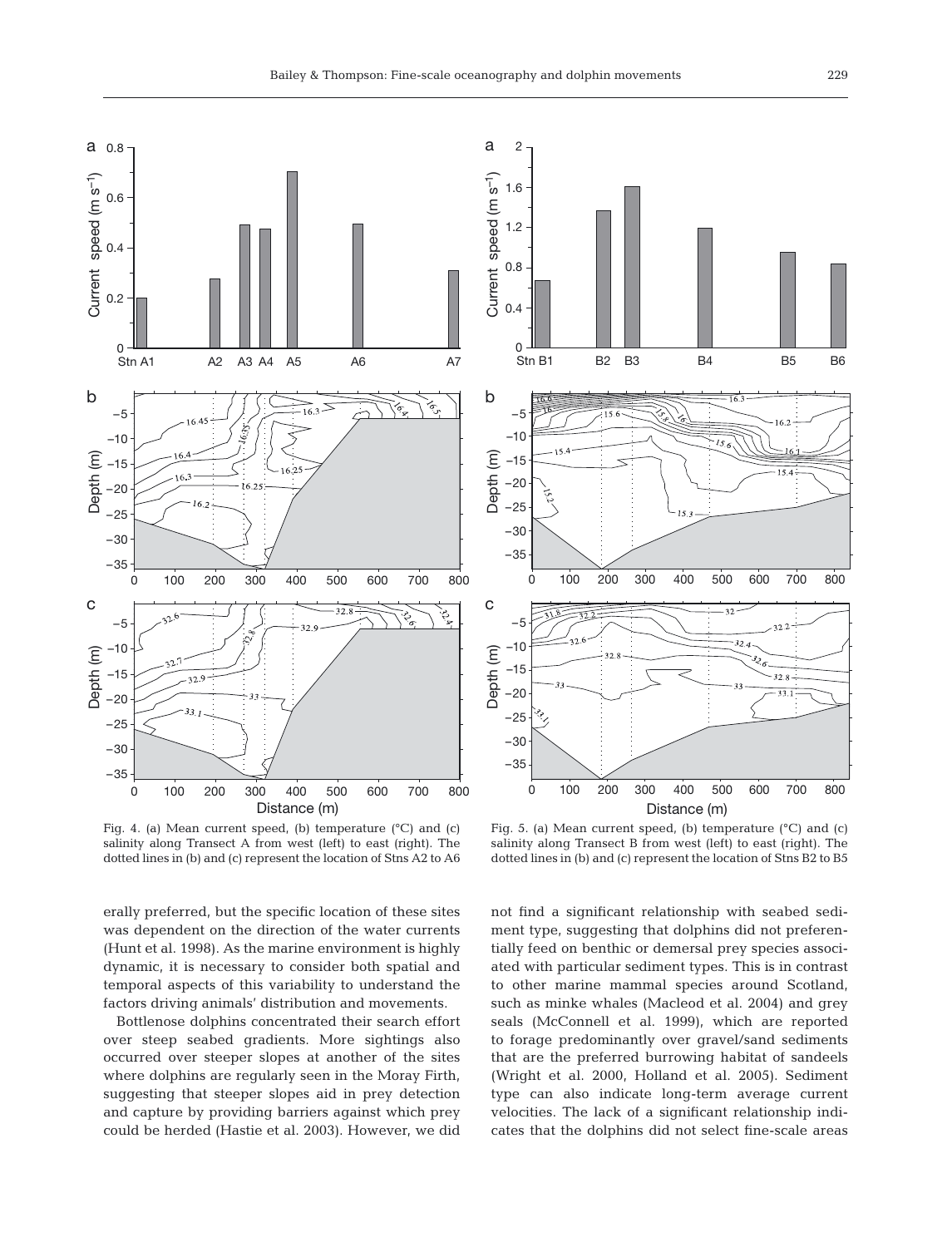Fig. 4. (a) Mean current speed, (b) temperature (°C) and (c) salinity along Transect A from west (left) to east (right). The dotted lines in (b) and (c) represent the location of Stns A2 to A6

Fig. 5. (a) Mean current speed, (b) temperature (°C) and (c) salinity along Transect B from west (left) to east (right). The dotted lines in (b) and (c) represent the location of Stns B2 to B5

erally preferred, but the specific location of these sites was dependent on the direction of the water currents (Hunt et al. 1998). As the marine environment is highly dynamic, it is necessary to consider both spatial and temporal aspects of this variability to understand the factors driving animals' distribution and movements.

Bottlenose dolphins concentrated their search effort over steep seabed gradients. More sightings also occurred over steeper slopes at another of the sites where dolphins are regularly seen in the Moray Firth, suggesting that steeper slopes aid in prey detection and capture by providing barriers against which prey could be herded (Hastie et al. 2003). However, we did not find a significant relationship with seabed sediment type, suggesting that dolphins did not preferentially feed on benthic or demersal prey species associated with particular sediment types. This is in contrast to other marine mammal species around Scotland, such as minke whales (Macleod et al. 2004) and grey seals (McConnell et al. 1999), which are reported to forage predominantly over gravel/sand sediments that are the preferred burrowing habitat of sandeels (Wright et al. 2000, Holland et al. 2005). Sediment type can also indicate long-term average current velocities. The lack of a significant relationship indicates that the dolphins did not select fine-scale areas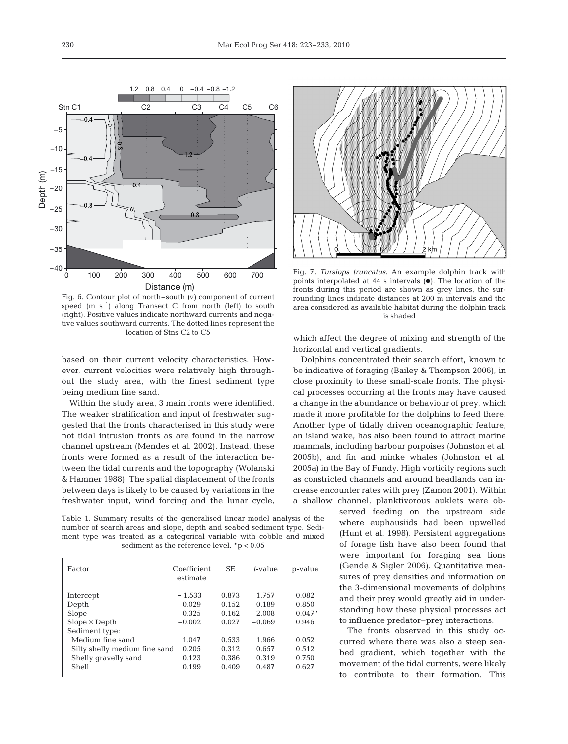Fig. 6. Contour plot of north–south ($v$) component of current speed (m $s^{-1}$) along Transect C from north (left) to south (right). Positive values indicate northward currents and negative values southward currents. The dotted lines represent the location of Stns C2 to C5

Fig. 7. *Tursiops truncatus*. An example dolphin track with points interpolated at 44 s intervals (●). The location of the fronts during this period are shown as grey lines, the surrounding lines indicate distances at 200 m intervals and the area considered as available habitat during the dolphin track is shaded

based on their current velocity characteristics. However, current velocities were relatively high throughout the study area, with the finest sediment type being medium fine sand.

Within the study area, 3 main fronts were identified. The weaker stratification and input of freshwater suggested that the fronts characterised in this study were not tidal intrusion fronts as are found in the narrow channel upstream (Mendes et al. 2002). Instead, these fronts were formed as a result of the interaction between the tidal currents and the topography (Wolanski & Hamner 1988). The spatial displacement of the fronts between days is likely to be caused by variations in the freshwater input, wind forcing and the lunar cycle, which affect the degree of mixing and strength of the horizontal and vertical gradients.

Dolphins concentrated their search effort, known to be indicative of foraging (Bailey & Thompson 2006), in close proximity to these small-scale fronts. The physical processes occurring at the fronts may have caused a change in the abundance or behaviour of prey, which made it more profitable for the dolphins to feed there. Another type of tidally driven oceanographic feature, an island wake, has also been found to attract marine mammals, including harbour porpoises (Johnston et al. 2005b), and fin and minke whales (Johnston et al. 2005a) in the Bay of Fundy. High vorticity regions such as constricted channels and around headlands can increase encounter rates with prey (Zamon 2001). Within a shallow channel, planktivorous auklets were observed feeding on the upstream side where euphausiids had been upwelled (Hunt et al. 1998). Persistent aggregations of forage fish have also been found that were important for foraging sea lions (Gende & Sigler 2006). Quantitative measures of prey densities and information on the 3-dimensional movements of dolphins and their prey would greatly aid in understanding how these physical processes act to influence predator–prey interactions.

The fronts observed in this study occurred where there was also a steep seabed gradient, which together with the movement of the tidal currents, were likely to contribute to their formation. This

Table 1. Summary results of the generalised linear model analysis of the number of search areas and slope, depth and seabed sediment type. Sediment type was treated as a categorical variable with cobble and mixed sediment as the reference level. *$p < 0.05$

| Factor | Coefficient estimate | SE | $t$-value | p-value |
|---|---|---|---|---|
| Intercept | −1.533 | 0.873 | −1.757 | 0.082 |
| Depth | 0.029 | 0.152 | 0.189 | 0.850 |
| Slope | 0.325 | 0.162 | 2.008 | 0.047* |
| Slope × Depth | −0.002 | 0.027 | −0.069 | 0.946 |
| Sediment type: | | | | |
| Medium fine sand | 1.047 | 0.533 | 1.966 | 0.052 |
| Silty shelly medium fine sand | 0.205 | 0.312 | 0.657 | 0.512 |
| Shelly gravelly sand | 0.123 | 0.386 | 0.319 | 0.750 |
| Shell | 0.199 | 0.409 | 0.487 | 0.627 |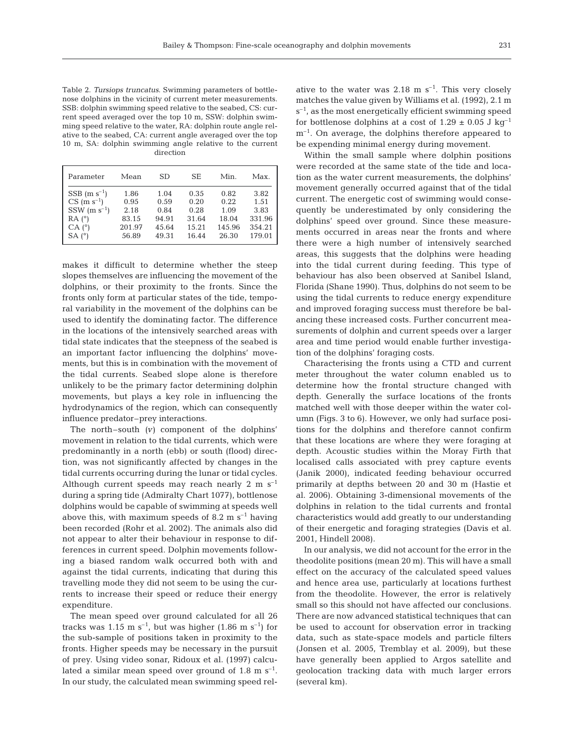Table 2. *Tursiops truncatus*. Swimming parameters of bottlenose dolphins in the vicinity of current meter measurements. SSB: dolphin swimming speed relative to the seabed, CS: current speed averaged over the top 10 m, SSW: dolphin swimming speed relative to the water, RA: dolphin route angle relative to the seabed, CA: current angle averaged over the top 10 m, SA: dolphin swimming angle relative to the current direction

| Parameter | Mean | SD | SE | Min. | Max. |
|---|---|---|---|---|---|
| SSB (m $s^{-1}$) | 1.86 | 1.04 | 0.35 | 0.82 | 3.82 |
| CS (m $s^{-1}$) | 0.95 | 0.59 | 0.20 | 0.22 | 1.51 |
| SSW (m $s^{-1}$) | 2.18 | 0.84 | 0.28 | 1.09 | 3.83 |
| RA (°) | 83.15 | 94.91 | 31.64 | 18.04 | 331.96 |
| CA (°) | 201.97 | 45.64 | 15.21 | 145.96 | 354.21 |
| SA (°) | 56.89 | 49.31 | 16.44 | 26.30 | 179.01 |

makes it difficult to determine whether the steep slopes themselves are influencing the movement of the dolphins, or their proximity to the fronts. Since the fronts only form at particular states of the tide, temporal variability in the movement of the dolphins can be used to identify the dominating factor. The difference in the locations of the intensively searched areas with tidal state indicates that the steepness of the seabed is an important factor influencing the dolphins' movements, but this is in combination with the movement of the tidal currents. Seabed slope alone is therefore unlikely to be the primary factor determining dolphin movements, but plays a key role in influencing the hydrodynamics of the region, which can consequently influence predator–prey interactions.

The north–south ($v$) component of the dolphins' movement in relation to the tidal currents, which were predominantly in a north (ebb) or south (flood) direction, was not significantly affected by changes in the tidal currents occurring during the lunar or tidal cycles. Although current speeds may reach nearly 2 m $s^{-1}$ during a spring tide (Admiralty Chart 1077), bottlenose dolphins would be capable of swimming at speeds well above this, with maximum speeds of 8.2 m $s^{-1}$ having been recorded (Rohr et al. 2002). The animals also did not appear to alter their behaviour in response to differences in current speed. Dolphin movements following a biased random walk occurred both with and against the tidal currents, indicating that during this travelling mode they did not seem to be using the currents to increase their speed or reduce their energy expenditure.

The mean speed over ground calculated for all 26 tracks was 1.15 m $s^{-1}$, but was higher (1.86 m $s^{-1}$) for the sub-sample of positions taken in proximity to the fronts. Higher speeds may be necessary in the pursuit of prey. Using video sonar, Ridoux et al. (1997) calculated a similar mean speed over ground of 1.8 m $s^{-1}$. In our study, the calculated mean swimming speed relative to the water was 2.18 m $s^{-1}$. This very closely matches the value given by Williams et al. (1992), 2.1 m $s^{-1}$, as the most energetically efficient swimming speed for bottlenose dolphins at a cost of 1.29 ± 0.05 J $kg^{-1}$ $m^{-1}$. On average, the dolphins therefore appeared to be expending minimal energy during movement.

Within the small sample where dolphin positions were recorded at the same state of the tide and location as the water current measurements, the dolphins' movement generally occurred against that of the tidal current. The energetic cost of swimming would consequently be underestimated by only considering the dolphins' speed over ground. Since these measurements occurred in areas near the fronts and where there were a high number of intensively searched areas, this suggests that the dolphins were heading into the tidal current during feeding. This type of behaviour has also been observed at Sanibel Island, Florida (Shane 1990). Thus, dolphins do not seem to be using the tidal currents to reduce energy expenditure and improved foraging success must therefore be balancing these increased costs. Further concurrent measurements of dolphin and current speeds over a larger area and time period would enable further investigation of the dolphins' foraging costs.

Characterising the fronts using a CTD and current meter throughout the water column enabled us to determine how the frontal structure changed with depth. Generally the surface locations of the fronts matched well with those deeper within the water column (Figs. 3 to 6). However, we only had surface positions for the dolphins and therefore cannot confirm that these locations are where they were foraging at depth. Acoustic studies within the Moray Firth that localised calls associated with prey capture events (Janik 2000), indicated feeding behaviour occurred primarily at depths between 20 and 30 m (Hastie et al. 2006). Obtaining 3-dimensional movements of the dolphins in relation to the tidal currents and frontal characteristics would add greatly to our understanding of their energetic and foraging strategies (Davis et al. 2001, Hindell 2008).

In our analysis, we did not account for the error in the theodolite positions (mean 20 m). This will have a small effect on the accuracy of the calculated speed values and hence area use, particularly at locations furthest from the theodolite. However, the error is relatively small so this should not have affected our conclusions. There are now advanced statistical techniques that can be used to account for observation error in tracking data, such as state-space models and particle filters (Jonsen et al. 2005, Tremblay et al. 2009), but these have generally been applied to Argos satellite and geolocation tracking data with much larger errors (several km).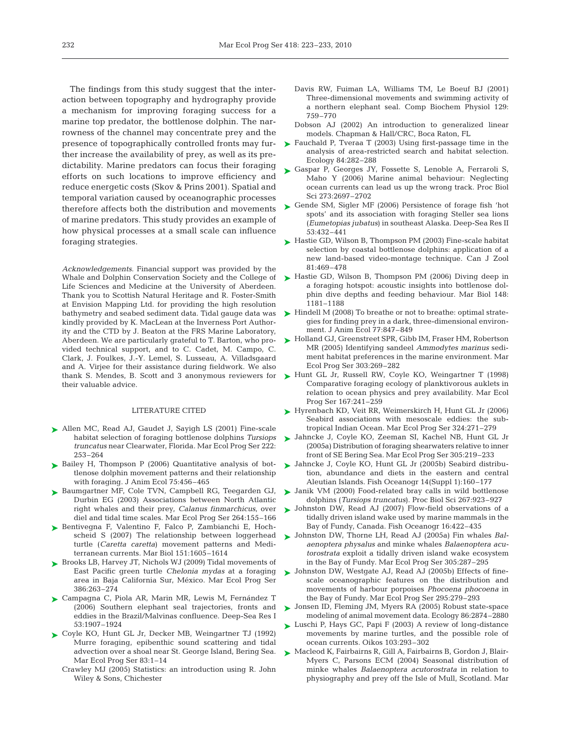The findings from this study suggest that the interaction between topography and hydrography provide a mechanism for improving foraging success for a marine top predator, the bottlenose dolphin. The narrowness of the channel may concentrate prey and the presence of topographically controlled fronts may further increase the availability of prey, as well as its predictability. Marine predators can focus their foraging efforts on such locations to improve efficiency and reduce energetic costs (Skov & Prins 2001). Spatial and temporal variation caused by oceanographic processes therefore affects both the distribution and movements of marine predators. This study provides an example of how physical processes at a small scale can influence foraging strategies.

*Acknowledgements.* Financial support was provided by the Whale and Dolphin Conservation Society and the College of Life Sciences and Medicine at the University of Aberdeen. Thank you to Scottish Natural Heritage and R. Foster-Smith at Envision Mapping Ltd. for providing the high resolution bathymetry and seabed sediment data. Tidal gauge data was kindly provided by K. MacLean at the Inverness Port Authority and the CTD by J. Beaton at the FRS Marine Laboratory, Aberdeen. We are particularly grateful to T. Barton, who provided technical support, and to C. Cadet, M. Campo, C. Clark, J. Foulkes, J.-Y. Lemel, S. Lusseau, A. Villadsgaard and A. Virjee for their assistance during fieldwork. We also thank S. Mendes, B. Scott and 3 anonymous reviewers for their valuable advice.

## LITERATURE CITED

- Allen MC, Read AJ, Gaudet J, Sayigh LS (2001) Fine-scale habitat selection of foraging bottlenose dolphins *Tursiops truncatus* near Clearwater, Florida. Mar Ecol Prog Ser 222: 253–264
- Bailey H, Thompson P (2006) Quantitative analysis of bottlenose dolphin movement patterns and their relationship with foraging. J Anim Ecol 75:456–465
- Baumgartner MF, Cole TVN, Campbell RG, Teegarden GJ, Durbin EG (2003) Associations between North Atlantic right whales and their prey, *Calanus finmarchicus*, over diel and tidal time scales. Mar Ecol Prog Ser 264:155–166
- Bentivegna F, Valentino F, Falco P, Zambianchi E, Hochscheid S (2007) The relationship between loggerhead turtle (*Caretta caretta*) movement patterns and Mediterranean currents. Mar Biol 151:1605–1614
- Brooks LB, Harvey JT, Nichols WJ (2009) Tidal movements of East Pacific green turtle *Chelonia mydas* at a foraging area in Baja California Sur, México. Mar Ecol Prog Ser 386:263–274
- Campagna C, Piola AR, Marin MR, Lewis M, Fernández T (2006) Southern elephant seal trajectories, fronts and eddies in the Brazil/Malvinas confluence. Deep-Sea Res I 53:1907–1924
- Coyle KO, Hunt GL Jr, Decker MB, Weingartner TJ (1992) Murre foraging, epibenthic sound scattering and tidal advection over a shoal near St. George Island, Bering Sea. Mar Ecol Prog Ser 83:1–14
- Crawley MJ (2005) Statistics: an introduction using R. John Wiley & Sons, Chichester
- Davis RW, Fuiman LA, Williams TM, Le Boeuf BJ (2001) Three-dimensional movements and swimming activity of a northern elephant seal. Comp Biochem Physiol 129: 759–770
- Dobson AJ (2002) An introduction to generalized linear models. Chapman & Hall/CRC, Boca Raton, FL
- Fauchald P, Tveraa T (2003) Using first-passage time in the analysis of area-restricted search and habitat selection. Ecology 84:282–288
- Gaspar P, Georges JY, Fossette S, Lenoble A, Ferraroli S, Maho Y (2006) Marine animal behaviour: Neglecting ocean currents can lead us up the wrong track. Proc Biol Sci 273:2697–2702
- Gende SM, Sigler MF (2006) Persistence of forage fish 'hot spots' and its association with foraging Steller sea lions (*Eumetopias jubatus*) in southeast Alaska. Deep-Sea Res II 53:432–441
- Hastie GD, Wilson B, Thompson PM (2003) Fine-scale habitat selection by coastal bottlenose dolphins: application of a new land-based video-montage technique. Can J Zool 81:469–478
- Hastie GD, Wilson B, Thompson PM (2006) Diving deep in a foraging hotspot: acoustic insights into bottlenose dolphin dive depths and feeding behaviour. Mar Biol 148: 1181–1188
- Hindell M (2008) To breathe or not to breathe: optimal strategies for finding prey in a dark, three-dimensional environment. J Anim Ecol 77:847–849
- Holland GJ, Greenstreet SPR, Gibb IM, Fraser HM, Robertson MR (2005) Identifying sandeel *Ammodytes marinus* sediment habitat preferences in the marine environment. Mar Ecol Prog Ser 303:269–282
- Hunt GL Jr, Russell RW, Coyle KO, Weingartner T (1998) Comparative foraging ecology of planktivorous auklets in relation to ocean physics and prey availability. Mar Ecol Prog Ser 167:241–259
- Hyrenbach KD, Veit RR, Weimerskirch H, Hunt GL Jr (2006) Seabird associations with mesoscale eddies: the subtropical Indian Ocean. Mar Ecol Prog Ser 324:271–279
- Jahncke J, Coyle KO, Zeeman SI, Kachel NB, Hunt GL Jr (2005a) Distribution of foraging shearwaters relative to inner front of SE Bering Sea. Mar Ecol Prog Ser 305:219–233
- Jahncke J, Coyle KO, Hunt GL Jr (2005b) Seabird distribution, abundance and diets in the eastern and central Aleutian Islands. Fish Oceanogr 14(Suppl 1):160–177
- Janik VM (2000) Food-related bray calls in wild bottlenose dolphins (*Tursiops truncatus*). Proc Biol Sci 267:923–927
- Johnston DW, Read AJ (2007) Flow-field observations of a tidally driven island wake used by marine mammals in the Bay of Fundy, Canada. Fish Oceanogr 16:422–435
- Johnston DW, Thorne LH, Read AJ (2005a) Fin whales *Balaenoptera physalus* and minke whales *Balaenoptera acutorostrata* exploit a tidally driven island wake ecosystem in the Bay of Fundy. Mar Ecol Prog Ser 305:287–295
- Johnston DW, Westgate AJ, Read AJ (2005b) Effects of fine-scale oceanographic features on the distribution and movements of harbour porpoises *Phocoena phocoena* in the Bay of Fundy. Mar Ecol Prog Ser 295:279–293
- Jonsen ID, Fleming JM, Myers RA (2005) Robust state-space modeling of animal movement data. Ecology 86:2874–2880
- Luschi P, Hays GC, Papi F (2003) A review of long-distance movements by marine turtles, and the possible role of ocean currents. Oikos 103:293–302
- Macleod K, Fairbairns R, Gill A, Fairbairns B, Gordon J, Blair-Myers C, Parsons ECM (2004) Seasonal distribution of minke whales *Balaenoptera acutorostrata* in relation to physiography and prey off the Isle of Mull, Scotland. Mar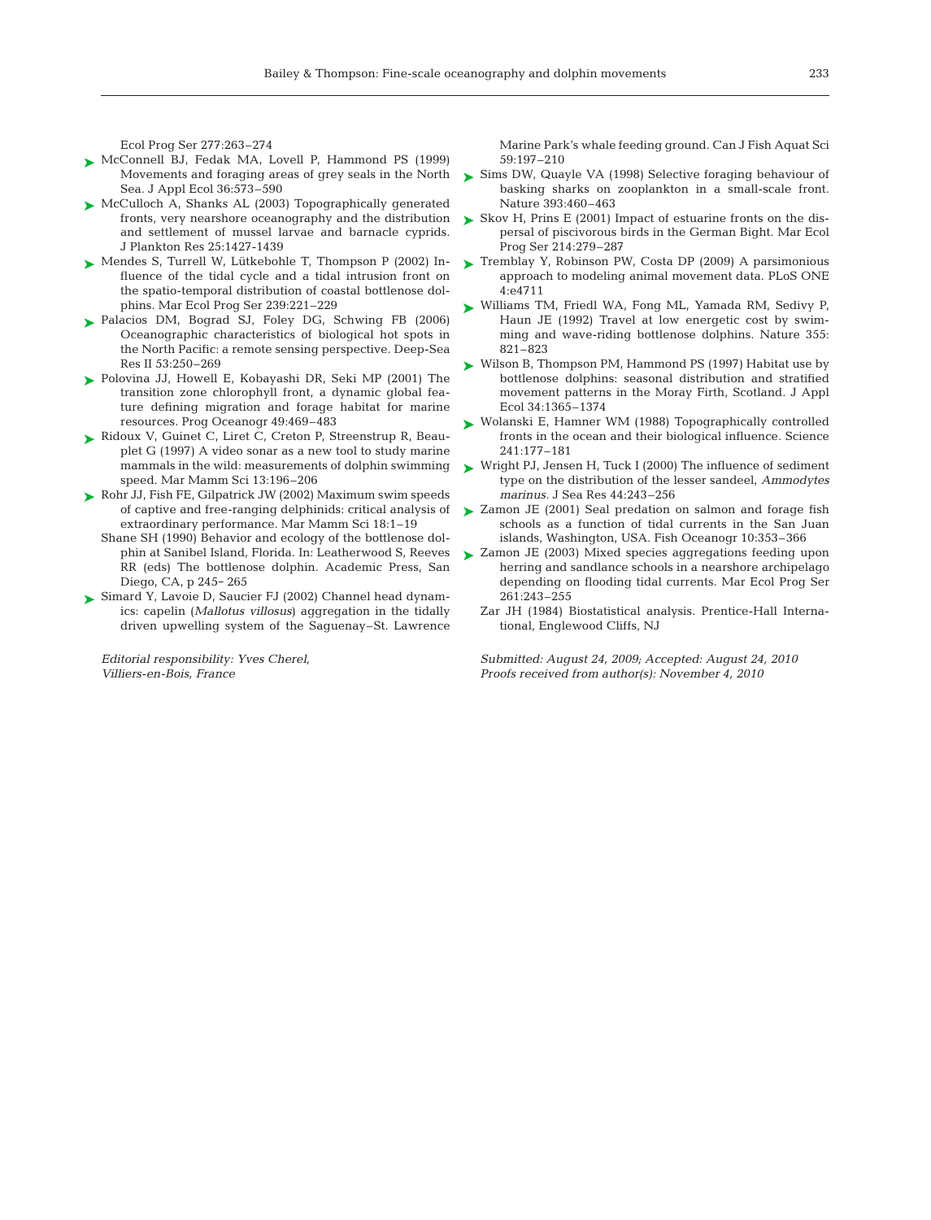Ecol Prog Ser 277:263–274

McConnell BJ, Fedak MA, Lovell P, Hammond PS (1999) Movements and foraging areas of grey seals in the North Sea. J Appl Ecol 36:573–590

McCulloch A, Shanks AL (2003) Topographically generated fronts, very nearshore oceanography and the distribution and settlement of mussel larvae and barnacle cyprids. J Plankton Res 25:1427-1439

Mendes S, Turrell W, Lütkebohle T, Thompson P (2002) Influence of the tidal cycle and a tidal intrusion front on the spatio-temporal distribution of coastal bottlenose dolphins. Mar Ecol Prog Ser 239:221–229

Palacios DM, Bograd SJ, Foley DG, Schwing FB (2006) Oceanographic characteristics of biological hot spots in the North Pacific: a remote sensing perspective. Deep-Sea Res II 53:250–269

Polovina JJ, Howell E, Kobayashi DR, Seki MP (2001) The transition zone chlorophyll front, a dynamic global feature defining migration and forage habitat for marine resources. Prog Oceanogr 49:469–483

Ridoux V, Guinet C, Liret C, Creton P, Streenstrup R, Beauplet G (1997) A video sonar as a new tool to study marine mammals in the wild: measurements of dolphin swimming speed. Mar Mamm Sci 13:196–206

Rohr JJ, Fish FE, Gilpatrick JW (2002) Maximum swim speeds of captive and free-ranging delphinids: critical analysis of extraordinary performance. Mar Mamm Sci 18:1–19

Shane SH (1990) Behavior and ecology of the bottlenose dolphin at Sanibel Island, Florida. In: Leatherwood S, Reeves RR (eds) The bottlenose dolphin. Academic Press, San Diego, CA, p 245– 265

Simard Y, Lavoie D, Saucier FJ (2002) Channel head dynamics: capelin (*Mallotus villosus*) aggregation in the tidally driven upwelling system of the Saguenay–St. Lawrence Marine Park's whale feeding ground. Can J Fish Aquat Sci 59:197–210

Sims DW, Quayle VA (1998) Selective foraging behaviour of basking sharks on zooplankton in a small-scale front. Nature 393:460–463

Skov H, Prins E (2001) Impact of estuarine fronts on the dispersal of piscivorous birds in the German Bight. Mar Ecol Prog Ser 214:279–287

Tremblay Y, Robinson PW, Costa DP (2009) A parsimonious approach to modeling animal movement data. PLoS ONE 4:e4711

Williams TM, Friedl WA, Fong ML, Yamada RM, Sedivy P, Haun JE (1992) Travel at low energetic cost by swimming and wave-riding bottlenose dolphins. Nature 355: 821–823

Wilson B, Thompson PM, Hammond PS (1997) Habitat use by bottlenose dolphins: seasonal distribution and stratified movement patterns in the Moray Firth, Scotland. J Appl Ecol 34:1365–1374

Wolanski E, Hamner WM (1988) Topographically controlled fronts in the ocean and their biological influence. Science 241:177–181

Wright PJ, Jensen H, Tuck I (2000) The influence of sediment type on the distribution of the lesser sandeel, *Ammodytes marinus*. J Sea Res 44:243–256

Zamon JE (2001) Seal predation on salmon and forage fish schools as a function of tidal currents in the San Juan islands, Washington, USA. Fish Oceanogr 10:353–366

Zamon JE (2003) Mixed species aggregations feeding upon herring and sandlance schools in a nearshore archipelago depending on flooding tidal currents. Mar Ecol Prog Ser 261:243–255

Zar JH (1984) Biostatistical analysis. Prentice-Hall International, Englewood Cliffs, NJ

*Editorial responsibility: Yves Cherel, Villiers-en-Bois, France*

*Submitted: August 24, 2009; Accepted: August 24, 2010*
*Proofs received from author(s): November 4, 2010*